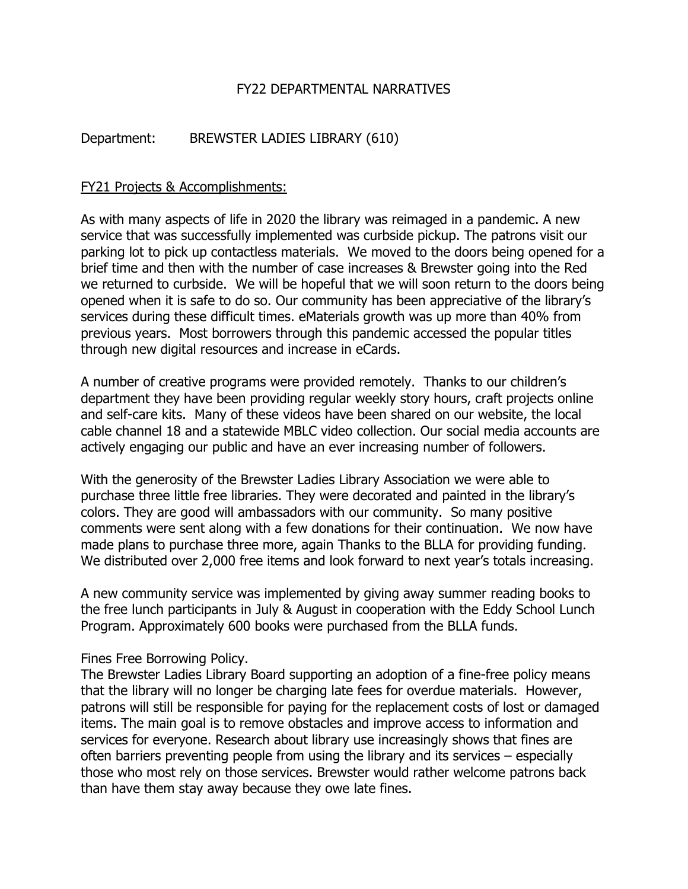# FY22 DEPARTMENTAL NARRATIVES

Department: BREWSTER LADIES LIBRARY (610)

<u>FY21 Projects & Accomplishments:</u>

As with many aspects of life in 2020 the library was reimaged in a pandemic. A new service that was successfully implemented was curbside pickup. The patrons visit our parking lot to pick up contactless materials. We moved to the doors being opened for a brief time and then with the number of case increases & Brewster going into the Red we returned to curbside. We will be hopeful that we will soon return to the doors being opened when it is safe to do so. Our community has been appreciative of the library's services during these difficult times. eMaterials growth was up more than 40% from previous years. Most borrowers through this pandemic accessed the popular titles through new digital resources and increase in eCards.

A number of creative programs were provided remotely. Thanks to our children's department they have been providing regular weekly story hours, craft projects online and self-care kits. Many of these videos have been shared on our website, the local cable channel 18 and a statewide MBLC video collection. Our social media accounts are actively engaging our public and have an ever increasing number of followers.

With the generosity of the Brewster Ladies Library Association we were able to purchase three little free libraries. They were decorated and painted in the library's colors. They are good will ambassadors with our community. So many positive comments were sent along with a few donations for their continuation. We now have made plans to purchase three more, again Thanks to the BLLA for providing funding. We distributed over 2,000 free items and look forward to next year's totals increasing.

A new community service was implemented by giving away summer reading books to the free lunch participants in July & August in cooperation with the Eddy School Lunch Program. Approximately 600 books were purchased from the BLLA funds.

Fines Free Borrowing Policy.
The Brewster Ladies Library Board supporting an adoption of a fine-free policy means that the library will no longer be charging late fees for overdue materials. However, patrons will still be responsible for paying for the replacement costs of lost or damaged items. The main goal is to remove obstacles and improve access to information and services for everyone. Research about library use increasingly shows that fines are often barriers preventing people from using the library and its services – especially those who most rely on those services. Brewster would rather welcome patrons back than have them stay away because they owe late fines.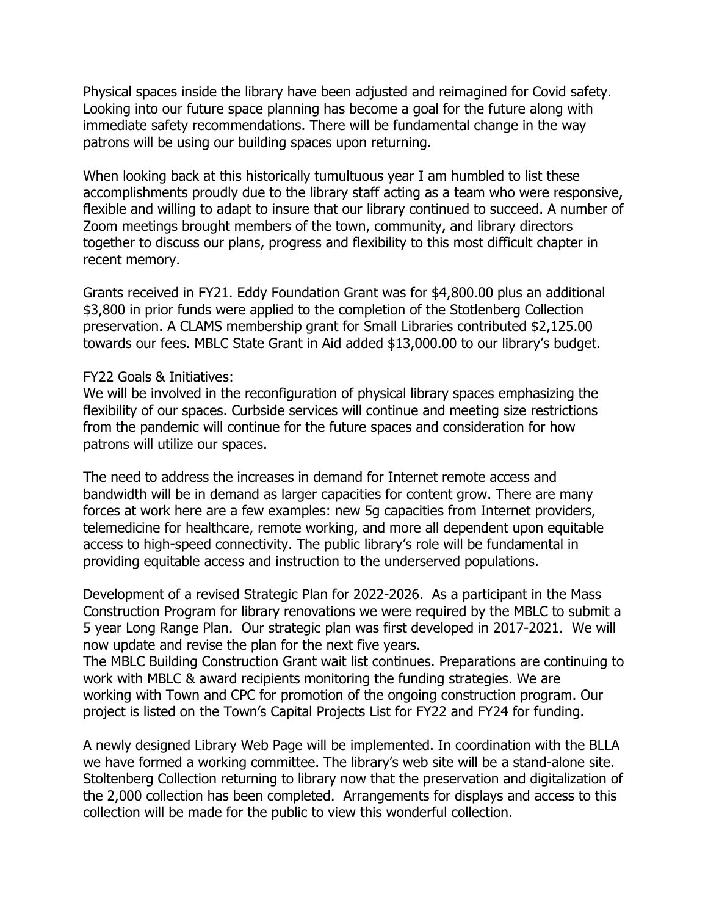Physical spaces inside the library have been adjusted and reimagined for Covid safety. Looking into our future space planning has become a goal for the future along with immediate safety recommendations. There will be fundamental change in the way patrons will be using our building spaces upon returning.

When looking back at this historically tumultuous year I am humbled to list these accomplishments proudly due to the library staff acting as a team who were responsive, flexible and willing to adapt to insure that our library continued to succeed. A number of Zoom meetings brought members of the town, community, and library directors together to discuss our plans, progress and flexibility to this most difficult chapter in recent memory.

Grants received in FY21. Eddy Foundation Grant was for $4,800.00 plus an additional $3,800 in prior funds were applied to the completion of the Stotlenberg Collection preservation. A CLAMS membership grant for Small Libraries contributed $2,125.00 towards our fees. MBLC State Grant in Aid added $13,000.00 to our library's budget.

<u>FY22 Goals & Initiatives:</u>
We will be involved in the reconfiguration of physical library spaces emphasizing the flexibility of our spaces. Curbside services will continue and meeting size restrictions from the pandemic will continue for the future spaces and consideration for how patrons will utilize our spaces.

The need to address the increases in demand for Internet remote access and bandwidth will be in demand as larger capacities for content grow. There are many forces at work here are a few examples: new 5g capacities from Internet providers, telemedicine for healthcare, remote working, and more all dependent upon equitable access to high-speed connectivity. The public library's role will be fundamental in providing equitable access and instruction to the underserved populations.

Development of a revised Strategic Plan for 2022-2026. As a participant in the Mass Construction Program for library renovations we were required by the MBLC to submit a 5 year Long Range Plan. Our strategic plan was first developed in 2017-2021. We will now update and revise the plan for the next five years.
The MBLC Building Construction Grant wait list continues. Preparations are continuing to work with MBLC & award recipients monitoring the funding strategies. We are working with Town and CPC for promotion of the ongoing construction program. Our project is listed on the Town's Capital Projects List for FY22 and FY24 for funding.

A newly designed Library Web Page will be implemented. In coordination with the BLLA we have formed a working committee. The library's web site will be a stand-alone site. Stoltenberg Collection returning to library now that the preservation and digitalization of the 2,000 collection has been completed. Arrangements for displays and access to this collection will be made for the public to view this wonderful collection.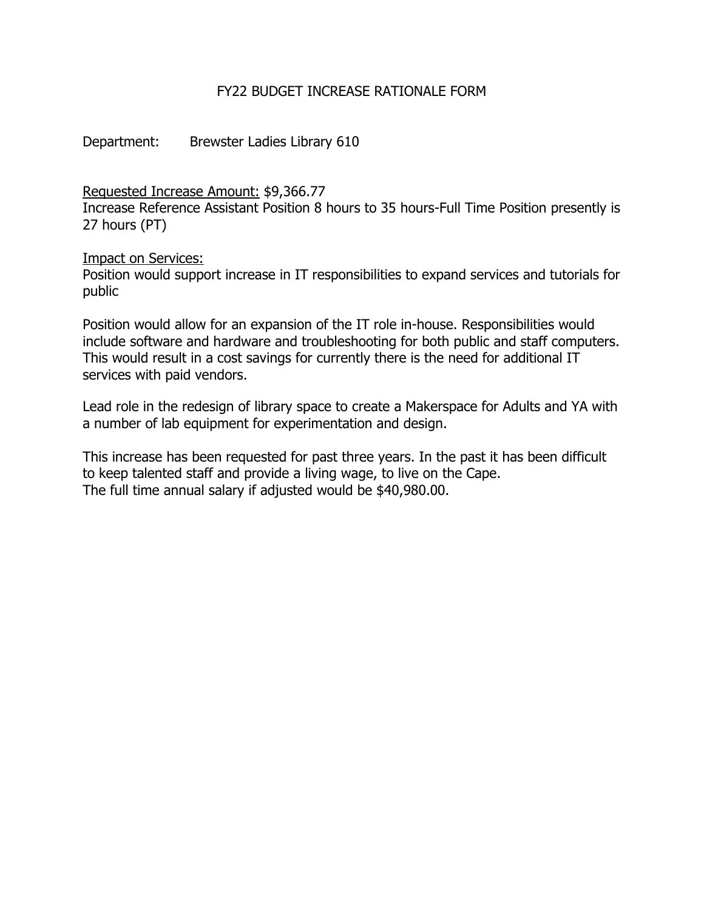# FY22 BUDGET INCREASE RATIONALE FORM

Department: Brewster Ladies Library 610

Requested Increase Amount: $9,366.77
Increase Reference Assistant Position 8 hours to 35 hours-Full Time Position presently is 27 hours (PT)

Impact on Services:
Position would support increase in IT responsibilities to expand services and tutorials for public

Position would allow for an expansion of the IT role in-house. Responsibilities would include software and hardware and troubleshooting for both public and staff computers. This would result in a cost savings for currently there is the need for additional IT services with paid vendors.

Lead role in the redesign of library space to create a Makerspace for Adults and YA with a number of lab equipment for experimentation and design.

This increase has been requested for past three years. In the past it has been difficult to keep talented staff and provide a living wage, to live on the Cape.
The full time annual salary if adjusted would be $40,980.00.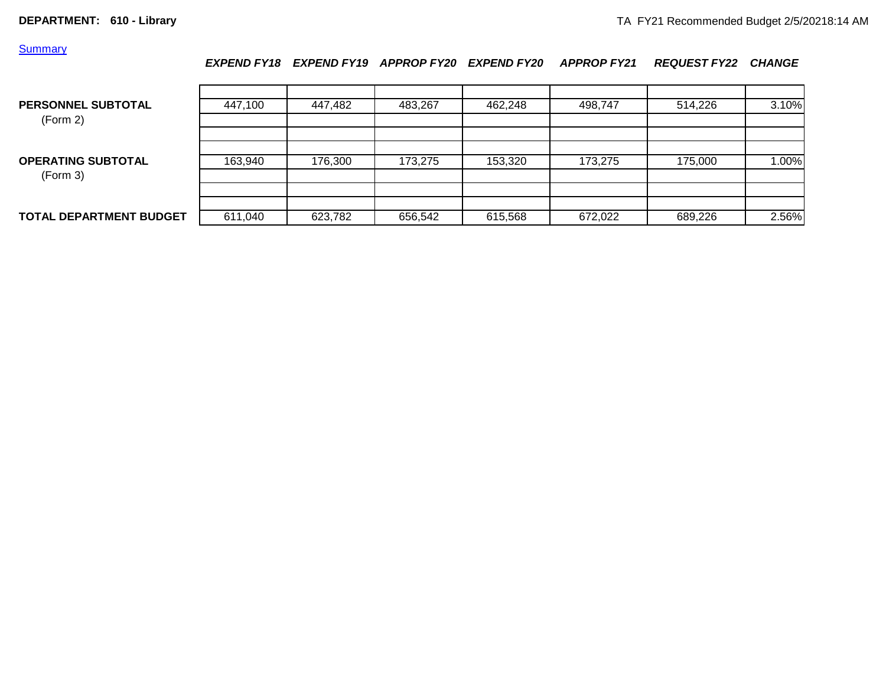**DEPARTMENT: 610 - Library**

TA FY21 Recommended Budget 2/5/20218:14 AM

[Summary]

| | *EXPEND FY18* | *EXPEND FY19* | *APPROP FY20* | *EXPEND FY20* | *APPROP FY21* | *REQUEST FY22* | *CHANGE* |
|---|---|---|---|---|---|---|---|
| **PERSONNEL SUBTOTAL** (Form 2) | 447,100 | 447,482 | 483,267 | 462,248 | 498,747 | 514,226 | 3.10% |
| **OPERATING SUBTOTAL** (Form 3) | 163,940 | 176,300 | 173,275 | 153,320 | 173,275 | 175,000 | 1.00% |
| **TOTAL DEPARTMENT BUDGET** | 611,040 | 623,782 | 656,542 | 615,568 | 672,022 | 689,226 | 2.56% |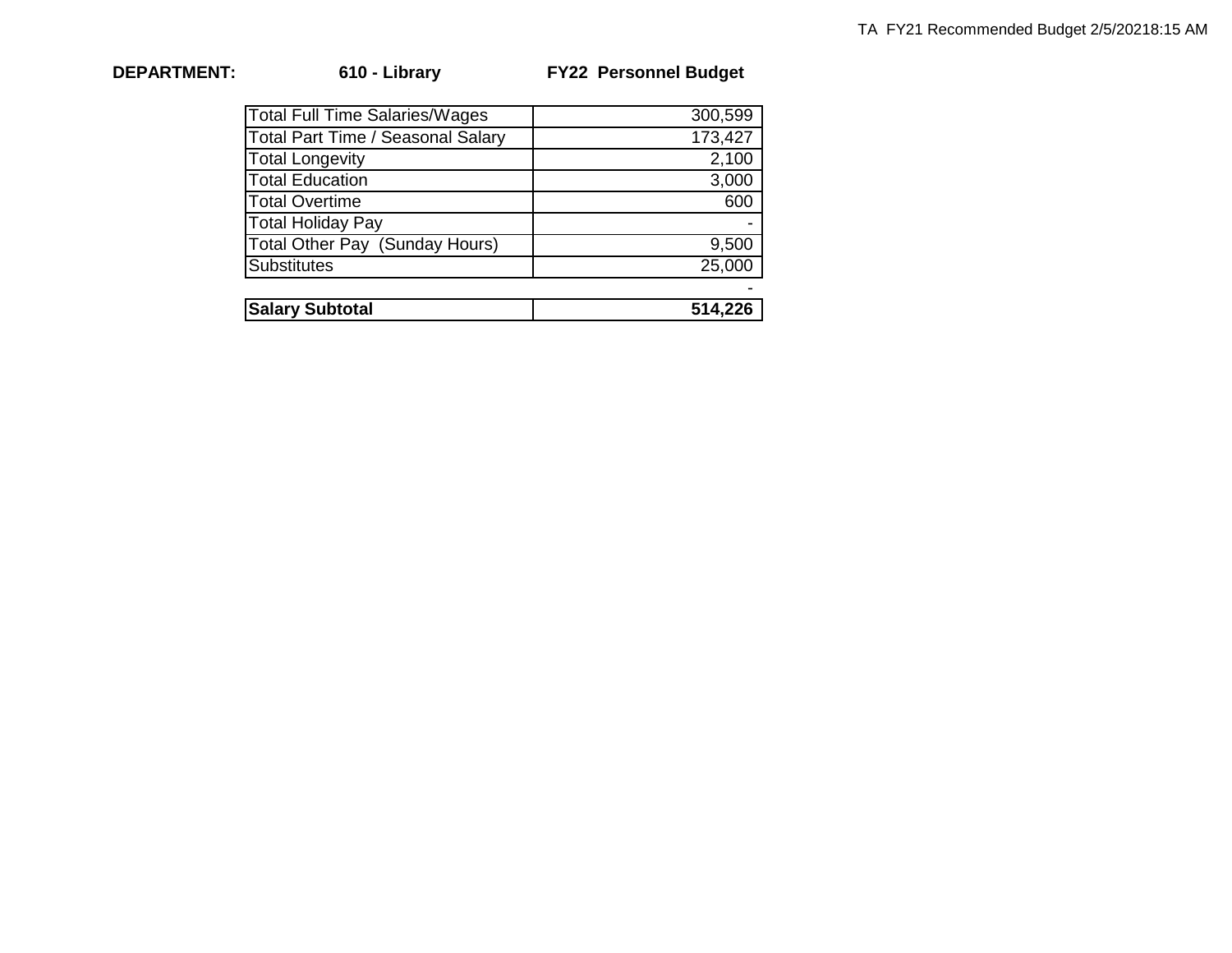**DEPARTMENT:** **610 - Library** **FY22 Personnel Budget**

| | |
|---|---:|
| Total Full Time Salaries/Wages | 300,599 |
| Total Part Time / Seasonal Salary | 173,427 |
| Total Longevity | 2,100 |
| Total Education | 3,000 |
| Total Overtime | 600 |
| Total Holiday Pay | - |
| Total Other Pay (Sunday Hours) | 9,500 |
| Substitutes | 25,000 |
| | - |
| **Salary Subtotal** | **514,226** |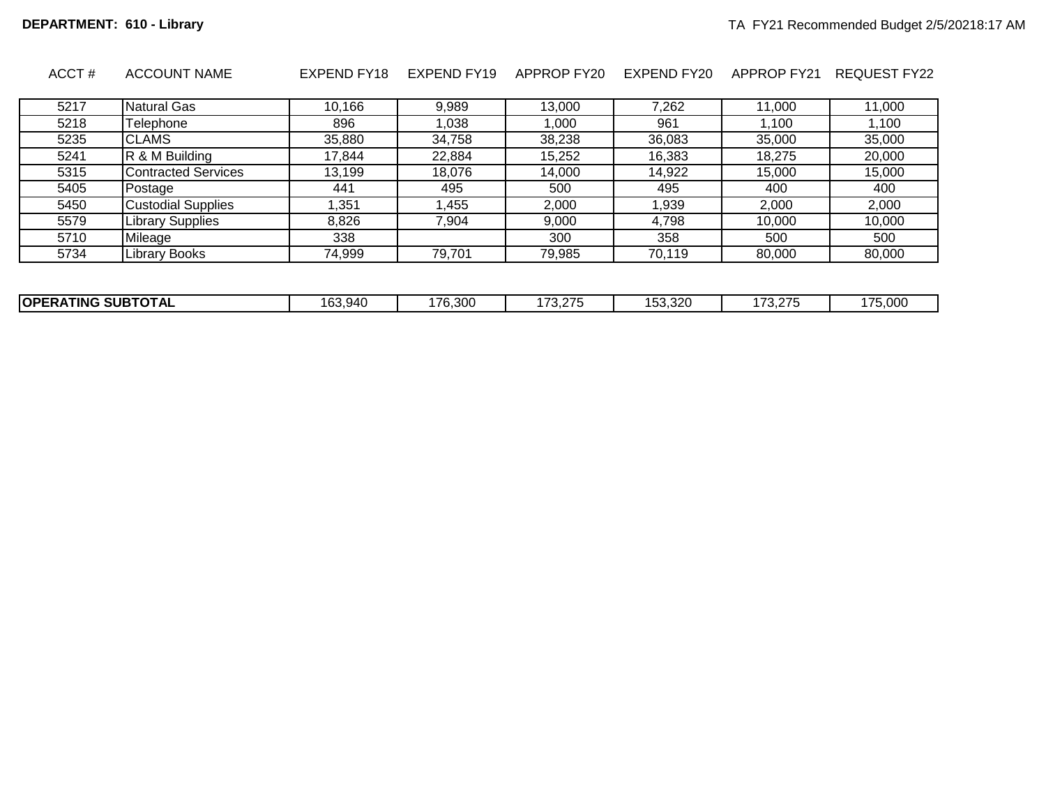**DEPARTMENT: 610 - Library**

TA FY21 Recommended Budget 2/5/20218:17 AM

| ACCT # | ACCOUNT NAME | EXPEND FY18 | EXPEND FY19 | APPROP FY20 | EXPEND FY20 | APPROP FY21 | REQUEST FY22 |
|---|---|---|---|---|---|---|---|
| 5217 | Natural Gas | 10,166 | 9,989 | 13,000 | 7,262 | 11,000 | 11,000 |
| 5218 | Telephone | 896 | 1,038 | 1,000 | 961 | 1,100 | 1,100 |
| 5235 | CLAMS | 35,880 | 34,758 | 38,238 | 36,083 | 35,000 | 35,000 |
| 5241 | R & M Building | 17,844 | 22,884 | 15,252 | 16,383 | 18,275 | 20,000 |
| 5315 | Contracted Services | 13,199 | 18,076 | 14,000 | 14,922 | 15,000 | 15,000 |
| 5405 | Postage | 441 | 495 | 500 | 495 | 400 | 400 |
| 5450 | Custodial Supplies | 1,351 | 1,455 | 2,000 | 1,939 | 2,000 | 2,000 |
| 5579 | Library Supplies | 8,826 | 7,904 | 9,000 | 4,798 | 10,000 | 10,000 |
| 5710 | Mileage | 338 | | 300 | 358 | 500 | 500 |
| 5734 | Library Books | 74,999 | 79,701 | 79,985 | 70,119 | 80,000 | 80,000 |
| **OPERATING SUBTOTAL** | | 163,940 | 176,300 | 173,275 | 153,320 | 173,275 | 175,000 |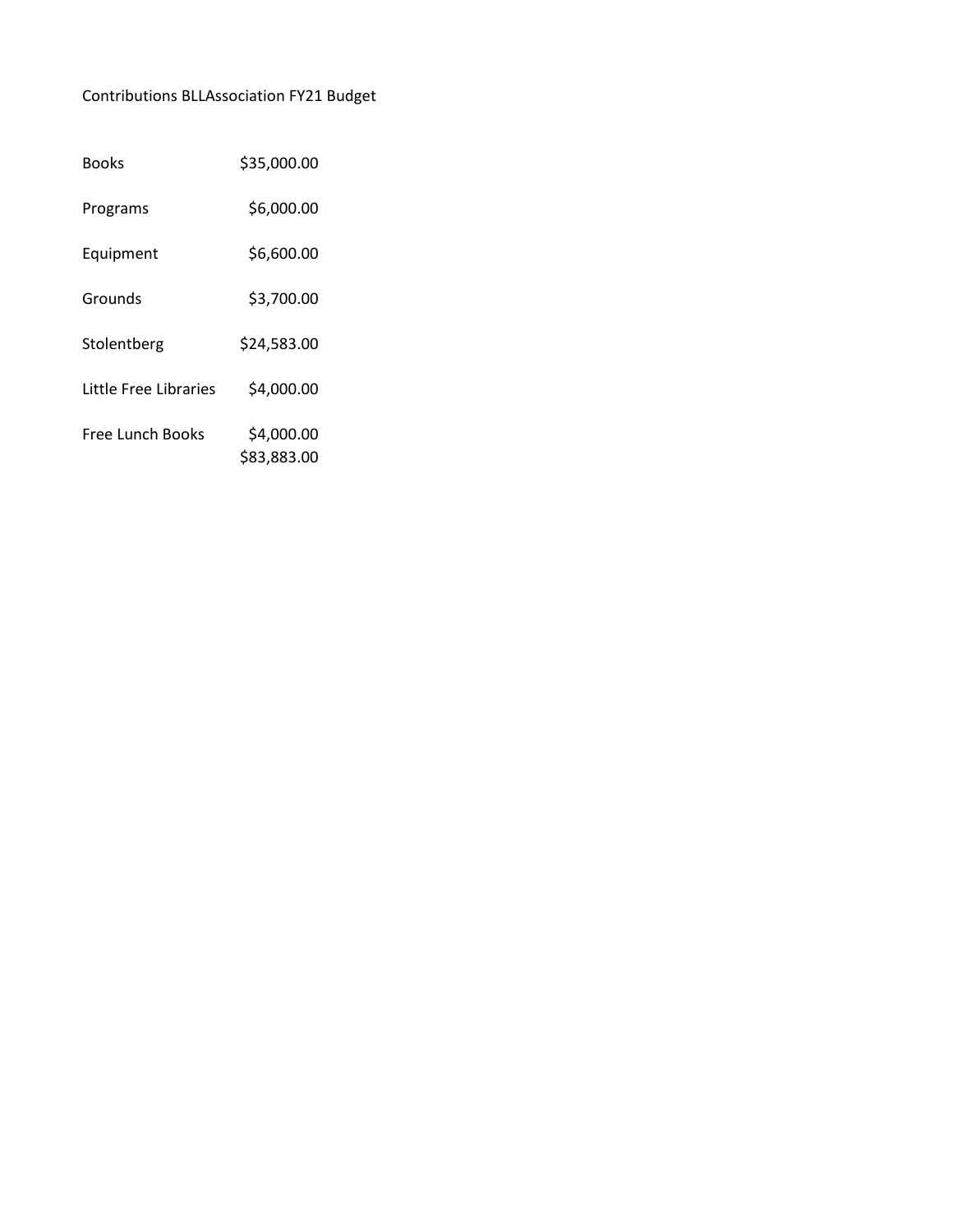Contributions BLLAssociation FY21 Budget

| | |
|---|---|
| Books | $35,000.00 |
| Programs | $6,000.00 |
| Equipment | $6,600.00 |
| Grounds | $3,700.00 |
| Stolentberg | $24,583.00 |
| Little Free Libraries | $4,000.00 |
| Free Lunch Books | $4,000.00 |
| | $83,883.00 |